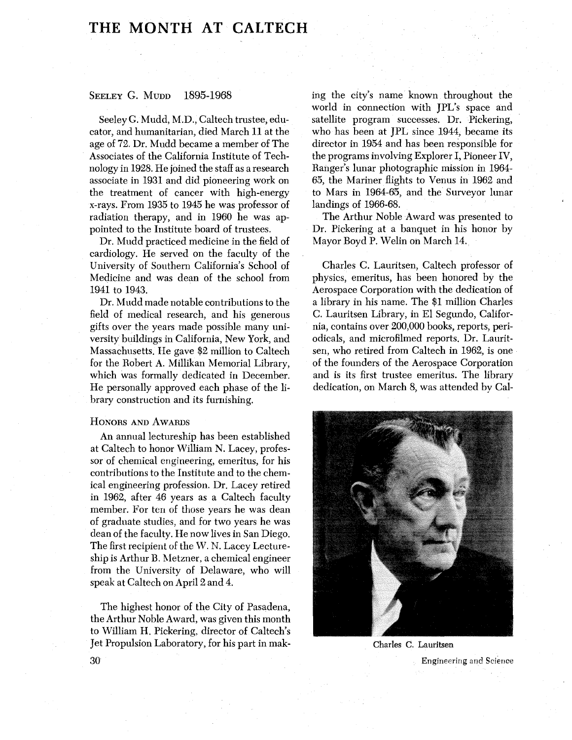# THE MONTH AT CALTECH

## Seeley G. Mudd 1895-1968

Seeley G. Mudd, M.D., Caltech trustee, educator, and humanitarian, died March 11 at the age of 72. Dr. Mudd became a member of The Associates of the California Institute of Technology in 1928. He joined the staff as a research associate in 1931 and did pioneering work on the treatment of cancer with high-energy x-rays. From 1935 to 1945 he was professor of radiation therapy, and in 1960 he was appointed to the Institute board of trustees.

Dr. Mudd practiced medicine in the field of cardiology. He served on the faculty of the University of Southern California's School of Medicine and was dean of the school from 1941 to 1943.

Dr. Mudd made notable contributions to the field of medical research, and his generous gifts over the years made possible many university buildings in California, New York, and Massachusetts. He gave $2 million to Caltech for the Robert A. Millikan Memorial Library, which was formally dedicated in December. He personally approved each phase of the library construction and its furnishing.

## Honors and Awards

An annual lectureship has been established at Caltech to honor William N. Lacey, professor of chemical engineering, emeritus, for his contributions to the Institute and to the chemical engineering profession. Dr. Lacey retired in 1962, after 46 years as a Caltech faculty member. For ten of those years he was dean of graduate studies, and for two years he was dean of the faculty. He now lives in San Diego. The first recipient of the W. N. Lacey Lectureship is Arthur B. Metzner, a chemical engineer from the University of Delaware, who will speak at Caltech on April 2 and 4.

The highest honor of the City of Pasadena, the Arthur Noble Award, was given this month to William H. Pickering, director of Caltech's Jet Propulsion Laboratory, for his part in making the city's name known throughout the world in connection with JPL's space and satellite program successes. Dr. Pickering, who has been at JPL since 1944, became its director in 1954 and has been responsible for the programs involving Explorer I, Pioneer IV, Ranger's lunar photographic mission in 1964-65, the Mariner flights to Venus in 1962 and to Mars in 1964-65, and the Surveyor lunar landings of 1966-68.

The Arthur Noble Award was presented to Dr. Pickering at a banquet in his honor by Mayor Boyd P. Welin on March 14.

Charles C. Lauritsen, Caltech professor of physics, emeritus, has been honored by the Aerospace Corporation with the dedication of a library in his name. The $1 million Charles C. Lauritsen Library, in El Segundo, California, contains over 200,000 books, reports, periodicals, and microfilmed reports. Dr. Lauritsen, who retired from Caltech in 1962, is one of the founders of the Aerospace Corporation and is its first trustee emeritus. The library dedication, on March 8, was attended by Cal-

Charles C. Lauritsen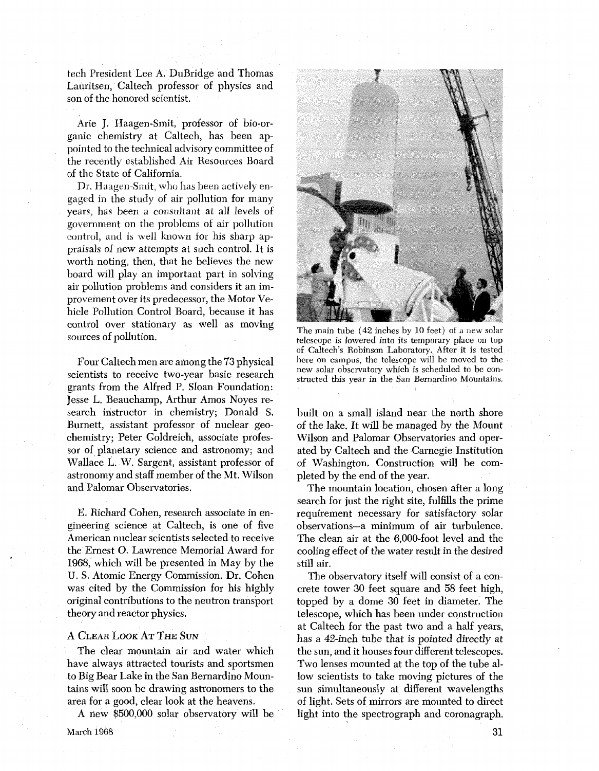tech President Lee A. DuBridge and Thomas Lauritsen, Caltech professor of physics and son of the honored scientist.

Arie J. Haagen-Smit, professor of bio-organic chemistry at Caltech, has been appointed to the technical advisory committee of the recently established Air Resources Board of the State of California.

Dr. Haagen-Smit, who has been actively engaged in the study of air pollution for many years, has been a consultant at all levels of government on the problems of air pollution control, and is well known for his sharp appraisals of new attempts at such control. It is worth noting, then, that he believes the new board will play an important part in solving air pollution problems and considers it an improvement over its predecessor, the Motor Vehicle Pollution Control Board, because it has control over stationary as well as moving sources of pollution.

Four Caltech men are among the 73 physical scientists to receive two-year basic research grants from the Alfred P. Sloan Foundation: Jesse L. Beauchamp, Arthur Amos Noyes research instructor in chemistry; Donald S. Burnett, assistant professor of nuclear geochemistry; Peter Goldreich, associate professor of planetary science and astronomy; and Wallace L. W. Sargent, assistant professor of astronomy and staff member of the Mt. Wilson and Palomar Observatories.

E. Richard Cohen, research associate in engineering science at Caltech, is one of five American nuclear scientists selected to receive the Ernest O. Lawrence Memorial Award for 1968, which will be presented in May by the U. S. Atomic Energy Commission. Dr. Cohen was cited by the Commission for his highly original contributions to the neutron transport theory and reactor physics.

### A Clear Look At The Sun

The clear mountain air and water which have always attracted tourists and sportsmen to Big Bear Lake in the San Bernardino Mountains will soon be drawing astronomers to the area for a good, clear look at the heavens.

A new $500,000 solar observatory will be built on a small island near the north shore of the lake. It will be managed by the Mount Wilson and Palomar Observatories and operated by Caltech and the Carnegie Institution of Washington. Construction will be completed by the end of the year.

The mountain location, chosen after a long search for just the right site, fulfills the prime requirement necessary for satisfactory solar observations—a minimum of air turbulence. The clean air at the 6,000-foot level and the cooling effect of the water result in the desired still air.

The observatory itself will consist of a concrete tower 30 feet square and 58 feet high, topped by a dome 30 feet in diameter. The telescope, which has been under construction at Caltech for the past two and a half years, has a 42-inch tube that is pointed directly at the sun, and it houses four different telescopes. Two lenses mounted at the top of the tube allow scientists to take moving pictures of the sun simultaneously at different wavelengths of light. Sets of mirrors are mounted to direct light into the spectrograph and coronagraph.

The main tube (42 inches by 10 feet) of a new solar telescope is lowered into its temporary place on top of Caltech's Robinson Laboratory. After it is tested here on campus, the telescope will be moved to the new solar observatory which is scheduled to be constructed this year in the San Bernardino Mountains.